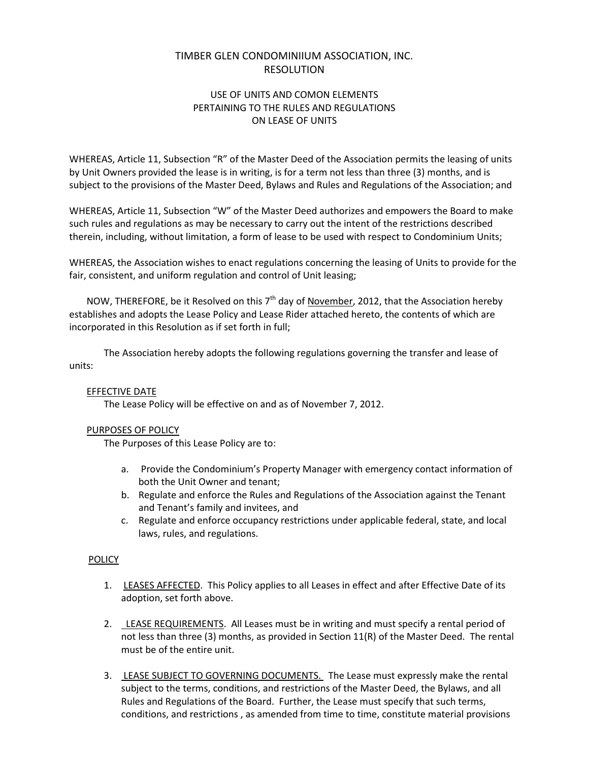# TIMBER GLEN CONDOMINIIUM ASSOCIATION, INC.
# RESOLUTION

## USE OF UNITS AND COMON ELEMENTS PERTAINING TO THE RULES AND REGULATIONS ON LEASE OF UNITS

WHEREAS, Article 11, Subsection "R" of the Master Deed of the Association permits the leasing of units by Unit Owners provided the lease is in writing, is for a term not less than three (3) months, and is subject to the provisions of the Master Deed, Bylaws and Rules and Regulations of the Association; and

WHEREAS, Article 11, Subsection "W" of the Master Deed authorizes and empowers the Board to make such rules and regulations as may be necessary to carry out the intent of the restrictions described therein, including, without limitation, a form of lease to be used with respect to Condominium Units;

WHEREAS, the Association wishes to enact regulations concerning the leasing of Units to provide for the fair, consistent, and uniform regulation and control of Unit leasing;

NOW, THEREFORE, be it Resolved on this 7th day of November, 2012, that the Association hereby establishes and adopts the Lease Policy and Lease Rider attached hereto, the contents of which are incorporated in this Resolution as if set forth in full;

The Association hereby adopts the following regulations governing the transfer and lease of units:

EFFECTIVE DATE

The Lease Policy will be effective on and as of November 7, 2012.

PURPOSES OF POLICY

The Purposes of this Lease Policy are to:

a. Provide the Condominium's Property Manager with emergency contact information of both the Unit Owner and tenant;
b. Regulate and enforce the Rules and Regulations of the Association against the Tenant and Tenant's family and invitees, and
c. Regulate and enforce occupancy restrictions under applicable federal, state, and local laws, rules, and regulations.

POLICY

1. LEASES AFFECTED. This Policy applies to all Leases in effect and after Effective Date of its adoption, set forth above.

2. LEASE REQUIREMENTS. All Leases must be in writing and must specify a rental period of not less than three (3) months, as provided in Section 11(R) of the Master Deed. The rental must be of the entire unit.

3. LEASE SUBJECT TO GOVERNING DOCUMENTS. The Lease must expressly make the rental subject to the terms, conditions, and restrictions of the Master Deed, the Bylaws, and all Rules and Regulations of the Board. Further, the Lease must specify that such terms, conditions, and restrictions , as amended from time to time, constitute material provisions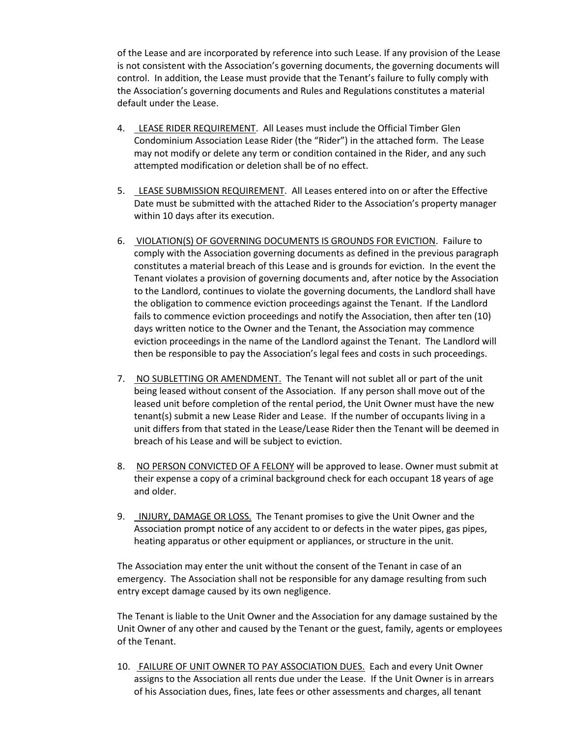of the Lease and are incorporated by reference into such Lease. If any provision of the Lease is not consistent with the Association's governing documents, the governing documents will control. In addition, the Lease must provide that the Tenant's failure to fully comply with the Association's governing documents and Rules and Regulations constitutes a material default under the Lease.

4. LEASE RIDER REQUIREMENT. All Leases must include the Official Timber Glen Condominium Association Lease Rider (the "Rider") in the attached form. The Lease may not modify or delete any term or condition contained in the Rider, and any such attempted modification or deletion shall be of no effect.

5. LEASE SUBMISSION REQUIREMENT. All Leases entered into on or after the Effective Date must be submitted with the attached Rider to the Association's property manager within 10 days after its execution.

6. VIOLATION(S) OF GOVERNING DOCUMENTS IS GROUNDS FOR EVICTION. Failure to comply with the Association governing documents as defined in the previous paragraph constitutes a material breach of this Lease and is grounds for eviction. In the event the Tenant violates a provision of governing documents and, after notice by the Association to the Landlord, continues to violate the governing documents, the Landlord shall have the obligation to commence eviction proceedings against the Tenant. If the Landlord fails to commence eviction proceedings and notify the Association, then after ten (10) days written notice to the Owner and the Tenant, the Association may commence eviction proceedings in the name of the Landlord against the Tenant. The Landlord will then be responsible to pay the Association's legal fees and costs in such proceedings.

7. NO SUBLETTING OR AMENDMENT. The Tenant will not sublet all or part of the unit being leased without consent of the Association. If any person shall move out of the leased unit before completion of the rental period, the Unit Owner must have the new tenant(s) submit a new Lease Rider and Lease. If the number of occupants living in a unit differs from that stated in the Lease/Lease Rider then the Tenant will be deemed in breach of his Lease and will be subject to eviction.

8. NO PERSON CONVICTED OF A FELONY will be approved to lease. Owner must submit at their expense a copy of a criminal background check for each occupant 18 years of age and older.

9. INJURY, DAMAGE OR LOSS. The Tenant promises to give the Unit Owner and the Association prompt notice of any accident to or defects in the water pipes, gas pipes, heating apparatus or other equipment or appliances, or structure in the unit.

The Association may enter the unit without the consent of the Tenant in case of an emergency. The Association shall not be responsible for any damage resulting from such entry except damage caused by its own negligence.

The Tenant is liable to the Unit Owner and the Association for any damage sustained by the Unit Owner of any other and caused by the Tenant or the guest, family, agents or employees of the Tenant.

10. FAILURE OF UNIT OWNER TO PAY ASSOCIATION DUES. Each and every Unit Owner assigns to the Association all rents due under the Lease. If the Unit Owner is in arrears of his Association dues, fines, late fees or other assessments and charges, all tenant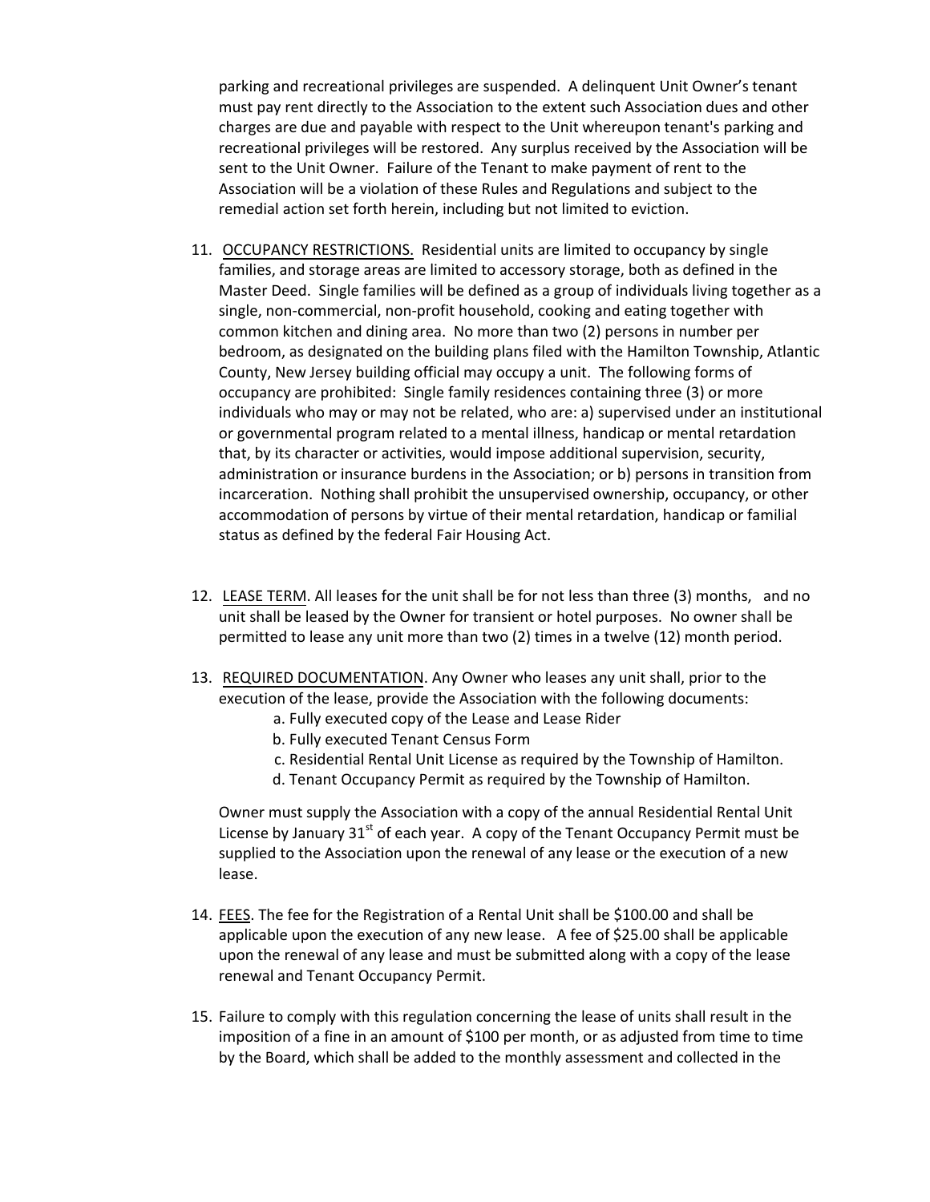parking and recreational privileges are suspended. A delinquent Unit Owner's tenant must pay rent directly to the Association to the extent such Association dues and other charges are due and payable with respect to the Unit whereupon tenant's parking and recreational privileges will be restored. Any surplus received by the Association will be sent to the Unit Owner. Failure of the Tenant to make payment of rent to the Association will be a violation of these Rules and Regulations and subject to the remedial action set forth herein, including but not limited to eviction.

11. <u>OCCUPANCY RESTRICTIONS.</u> Residential units are limited to occupancy by single families, and storage areas are limited to accessory storage, both as defined in the Master Deed. Single families will be defined as a group of individuals living together as a single, non-commercial, non-profit household, cooking and eating together with common kitchen and dining area. No more than two (2) persons in number per bedroom, as designated on the building plans filed with the Hamilton Township, Atlantic County, New Jersey building official may occupy a unit. The following forms of occupancy are prohibited: Single family residences containing three (3) or more individuals who may or may not be related, who are: a) supervised under an institutional or governmental program related to a mental illness, handicap or mental retardation that, by its character or activities, would impose additional supervision, security, administration or insurance burdens in the Association; or b) persons in transition from incarceration. Nothing shall prohibit the unsupervised ownership, occupancy, or other accommodation of persons by virtue of their mental retardation, handicap or familial status as defined by the federal Fair Housing Act.

12. <u>LEASE TERM</u>. All leases for the unit shall be for not less than three (3) months, and no unit shall be leased by the Owner for transient or hotel purposes. No owner shall be permitted to lease any unit more than two (2) times in a twelve (12) month period.

13. <u>REQUIRED DOCUMENTATION</u>. Any Owner who leases any unit shall, prior to the execution of the lease, provide the Association with the following documents:

    a. Fully executed copy of the Lease and Lease Rider
    b. Fully executed Tenant Census Form
    c. Residential Rental Unit License as required by the Township of Hamilton.
    d. Tenant Occupancy Permit as required by the Township of Hamilton.

    Owner must supply the Association with a copy of the annual Residential Rental Unit License by January 31st of each year. A copy of the Tenant Occupancy Permit must be supplied to the Association upon the renewal of any lease or the execution of a new lease.

14. <u>FEES</u>. The fee for the Registration of a Rental Unit shall be $100.00 and shall be applicable upon the execution of any new lease. A fee of $25.00 shall be applicable upon the renewal of any lease and must be submitted along with a copy of the lease renewal and Tenant Occupancy Permit.

15. Failure to comply with this regulation concerning the lease of units shall result in the imposition of a fine in an amount of $100 per month, or as adjusted from time to time by the Board, which shall be added to the monthly assessment and collected in the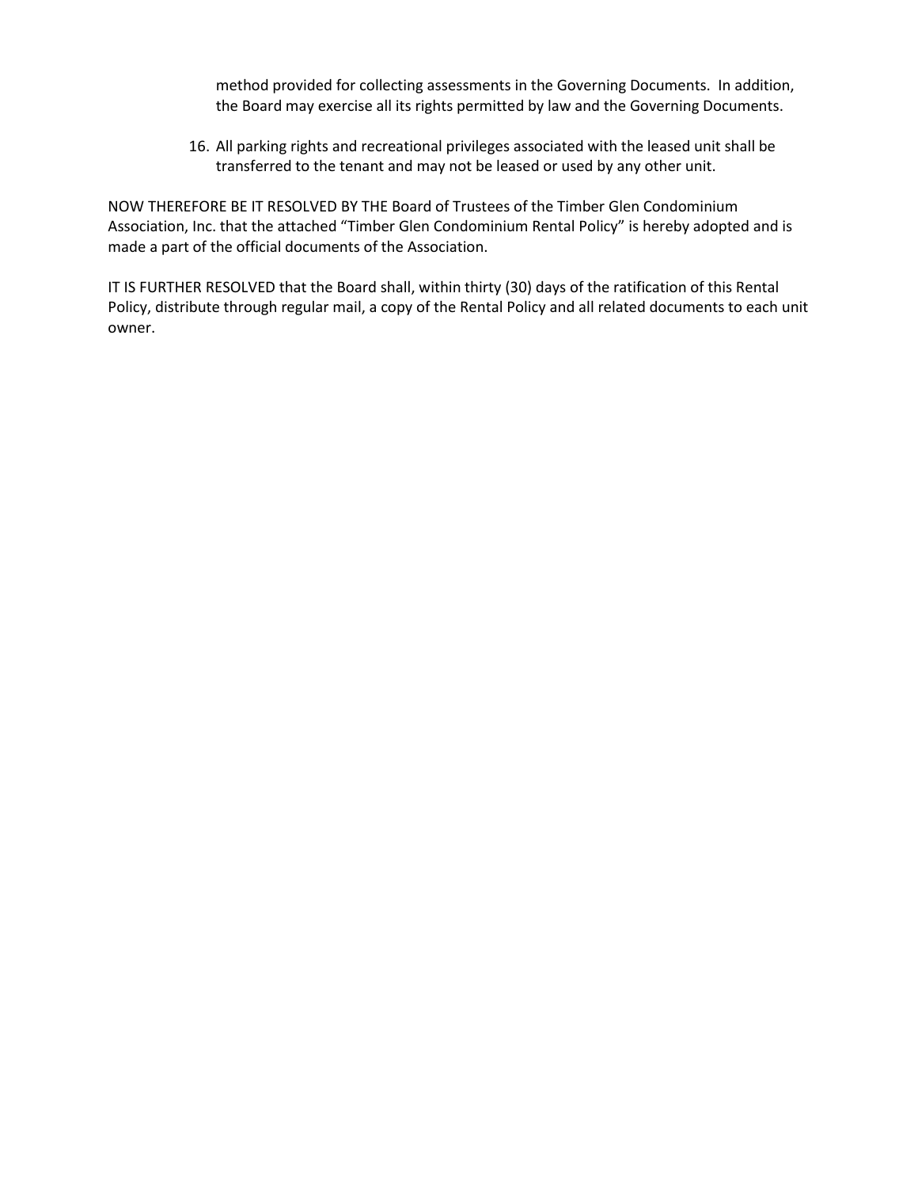method provided for collecting assessments in the Governing Documents. In addition, the Board may exercise all its rights permitted by law and the Governing Documents.

16. All parking rights and recreational privileges associated with the leased unit shall be transferred to the tenant and may not be leased or used by any other unit.

NOW THEREFORE BE IT RESOLVED BY THE Board of Trustees of the Timber Glen Condominium Association, Inc. that the attached "Timber Glen Condominium Rental Policy" is hereby adopted and is made a part of the official documents of the Association.

IT IS FURTHER RESOLVED that the Board shall, within thirty (30) days of the ratification of this Rental Policy, distribute through regular mail, a copy of the Rental Policy and all related documents to each unit owner.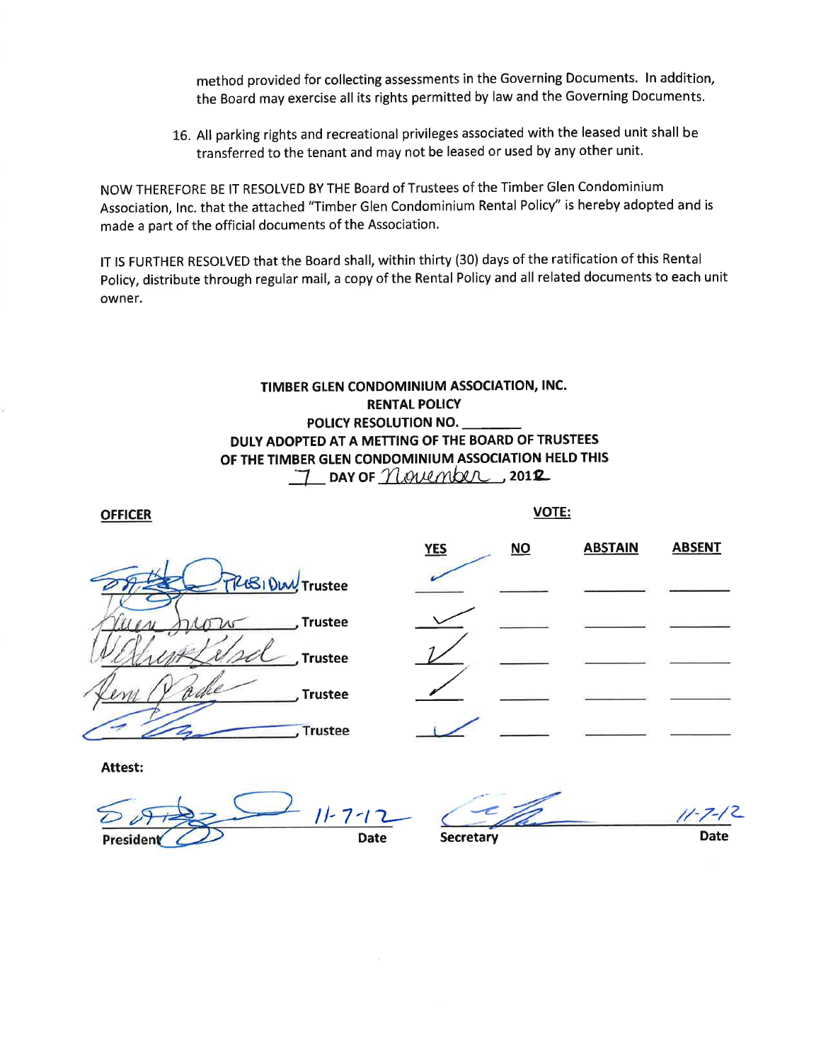method provided for collecting assessments in the Governing Documents. In addition, the Board may exercise all its rights permitted by law and the Governing Documents.

16. All parking rights and recreational privileges associated with the leased unit shall be transferred to the tenant and may not be leased or used by any other unit.

NOW THEREFORE BE IT RESOLVED BY THE Board of Trustees of the Timber Glen Condominium Association, Inc. that the attached "Timber Glen Condominium Rental Policy" is hereby adopted and is made a part of the official documents of the Association.

IT IS FURTHER RESOLVED that the Board shall, within thirty (30) days of the ratification of this Rental Policy, distribute through regular mail, a copy of the Rental Policy and all related documents to each unit owner.

**TIMBER GLEN CONDOMINIUM ASSOCIATION, INC.**
**RENTAL POLICY**
**POLICY RESOLUTION NO. \_\_\_\_\_\_\_\_**
**DULY ADOPTED AT A METTING OF THE BOARD OF TRUSTEES**
**OF THE TIMBER GLEN CONDOMINIUM ASSOCIATION HELD THIS**
**7 DAY OF November, 2012**

| **OFFICER** | **YES** | **NO** | **ABSTAIN** | **ABSENT** |
|---|---|---|---|---|
| [signature] PRESIDENT, Trustee | ✓ | | | |
| [signature], Trustee | ✓ | | | |
| [signature], Trustee | ✓ | | | |
| [signature], Trustee | ✓ | | | |
| [signature], Trustee | ✓ | | | |

**Attest:**

[signature] 11-7-12
**President** **Date**

[signature] 11-7-12
**Secretary** **Date**